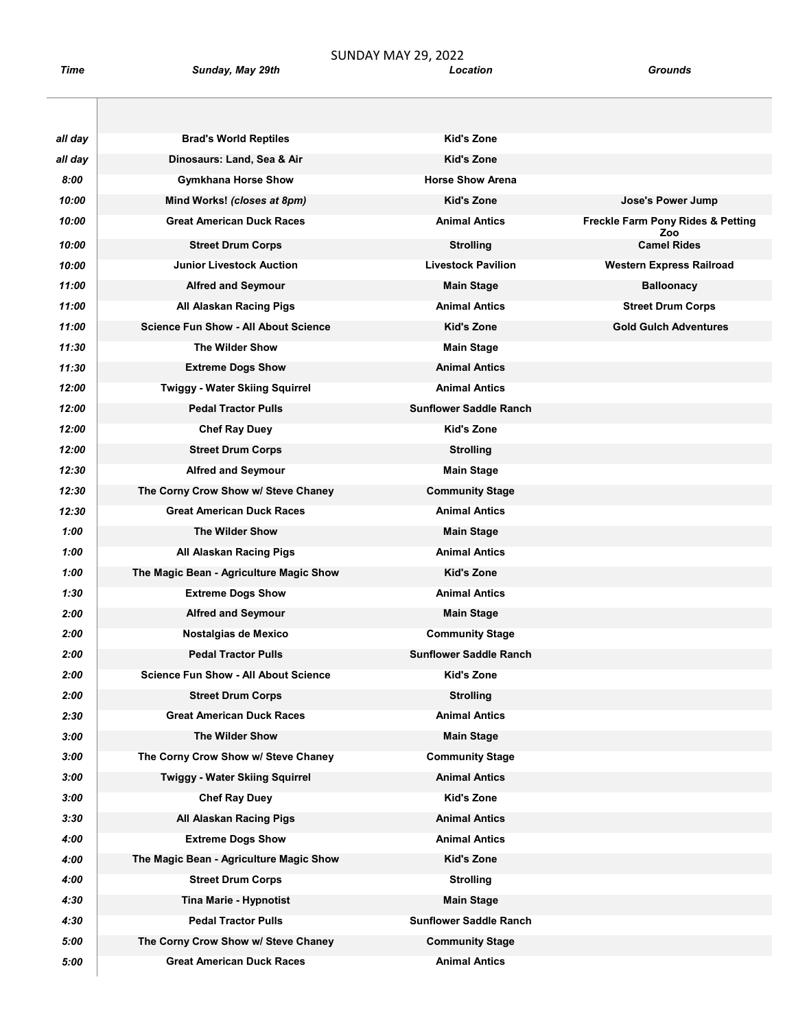# SUNDAY MAY 29, 2022

| *Time* | *Sunday, May 29th* | *Location* | *Grounds* |
|---|---|---|---|
| *all day* | **Brad's World Reptiles** | **Kid's Zone** | |
| *all day* | **Dinosaurs: Land, Sea & Air** | **Kid's Zone** | |
| *8:00* | **Gymkhana Horse Show** | **Horse Show Arena** | |
| *10:00* | **Mind Works!** ***(closes at 8pm)*** | **Kid's Zone** | **Jose's Power Jump** |
| *10:00* | **Great American Duck Races** | **Animal Antics** | **Freckle Farm Pony Rides & Petting Zoo** |
| *10:00* | **Street Drum Corps** | **Strolling** | **Camel Rides** |
| *10:00* | **Junior Livestock Auction** | **Livestock Pavilion** | **Western Express Railroad** |
| *11:00* | **Alfred and Seymour** | **Main Stage** | **Balloonacy** |
| *11:00* | **All Alaskan Racing Pigs** | **Animal Antics** | **Street Drum Corps** |
| *11:00* | **Science Fun Show - All About Science** | **Kid's Zone** | **Gold Gulch Adventures** |
| *11:30* | **The Wilder Show** | **Main Stage** | |
| *11:30* | **Extreme Dogs Show** | **Animal Antics** | |
| *12:00* | **Twiggy - Water Skiing Squirrel** | **Animal Antics** | |
| *12:00* | **Pedal Tractor Pulls** | **Sunflower Saddle Ranch** | |
| *12:00* | **Chef Ray Duey** | **Kid's Zone** | |
| *12:00* | **Street Drum Corps** | **Strolling** | |
| *12:30* | **Alfred and Seymour** | **Main Stage** | |
| *12:30* | **The Corny Crow Show w/ Steve Chaney** | **Community Stage** | |
| *12:30* | **Great American Duck Races** | **Animal Antics** | |
| *1:00* | **The Wilder Show** | **Main Stage** | |
| *1:00* | **All Alaskan Racing Pigs** | **Animal Antics** | |
| *1:00* | **The Magic Bean - Agriculture Magic Show** | **Kid's Zone** | |
| *1:30* | **Extreme Dogs Show** | **Animal Antics** | |
| *2:00* | **Alfred and Seymour** | **Main Stage** | |
| *2:00* | **Nostalgias de Mexico** | **Community Stage** | |
| *2:00* | **Pedal Tractor Pulls** | **Sunflower Saddle Ranch** | |
| *2:00* | **Science Fun Show - All About Science** | **Kid's Zone** | |
| *2:00* | **Street Drum Corps** | **Strolling** | |
| *2:30* | **Great American Duck Races** | **Animal Antics** | |
| *3:00* | **The Wilder Show** | **Main Stage** | |
| *3:00* | **The Corny Crow Show w/ Steve Chaney** | **Community Stage** | |
| *3:00* | **Twiggy - Water Skiing Squirrel** | **Animal Antics** | |
| *3:00* | **Chef Ray Duey** | **Kid's Zone** | |
| *3:30* | **All Alaskan Racing Pigs** | **Animal Antics** | |
| *4:00* | **Extreme Dogs Show** | **Animal Antics** | |
| *4:00* | **The Magic Bean - Agriculture Magic Show** | **Kid's Zone** | |
| *4:00* | **Street Drum Corps** | **Strolling** | |
| *4:30* | **Tina Marie - Hypnotist** | **Main Stage** | |
| *4:30* | **Pedal Tractor Pulls** | **Sunflower Saddle Ranch** | |
| *5:00* | **The Corny Crow Show w/ Steve Chaney** | **Community Stage** | |
| *5:00* | **Great American Duck Races** | **Animal Antics** | |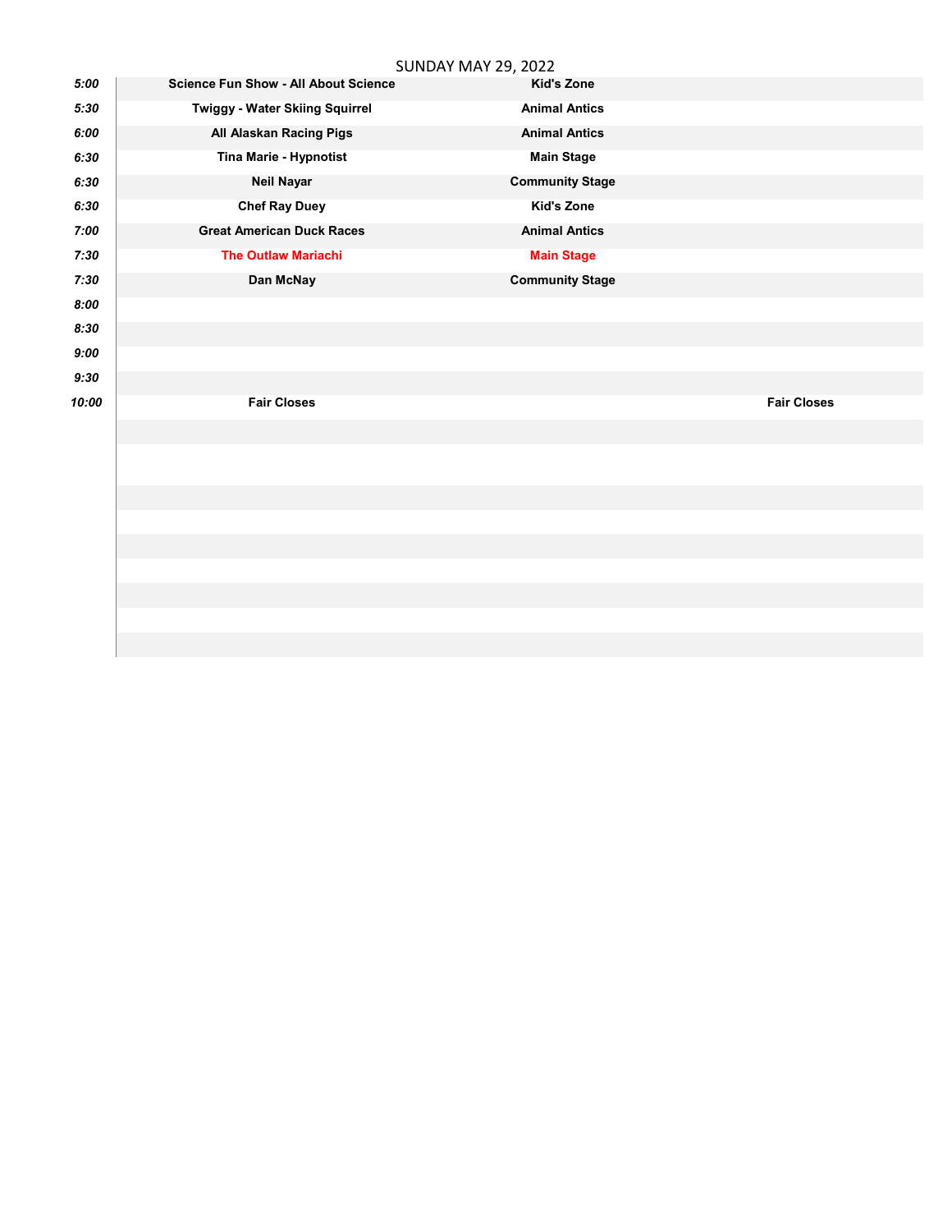SUNDAY MAY 29, 2022

| | | | |
|---|---|---|---|
| *5:00* | **Science Fun Show - All About Science** | **Kid's Zone** | |
| *5:30* | **Twiggy - Water Skiing Squirrel** | **Animal Antics** | |
| *6:00* | **All Alaskan Racing Pigs** | **Animal Antics** | |
| *6:30* | **Tina Marie - Hypnotist** | **Main Stage** | |
| *6:30* | **Neil Nayar** | **Community Stage** | |
| *6:30* | **Chef Ray Duey** | **Kid's Zone** | |
| *7:00* | **Great American Duck Races** | **Animal Antics** | |
| *7:30* | **The Outlaw Mariachi** | **Main Stage** | |
| *7:30* | **Dan McNay** | **Community Stage** | |
| *8:00* | | | |
| *8:30* | | | |
| *9:00* | | | |
| *9:30* | | | |
| *10:00* | **Fair Closes** | | **Fair Closes** |